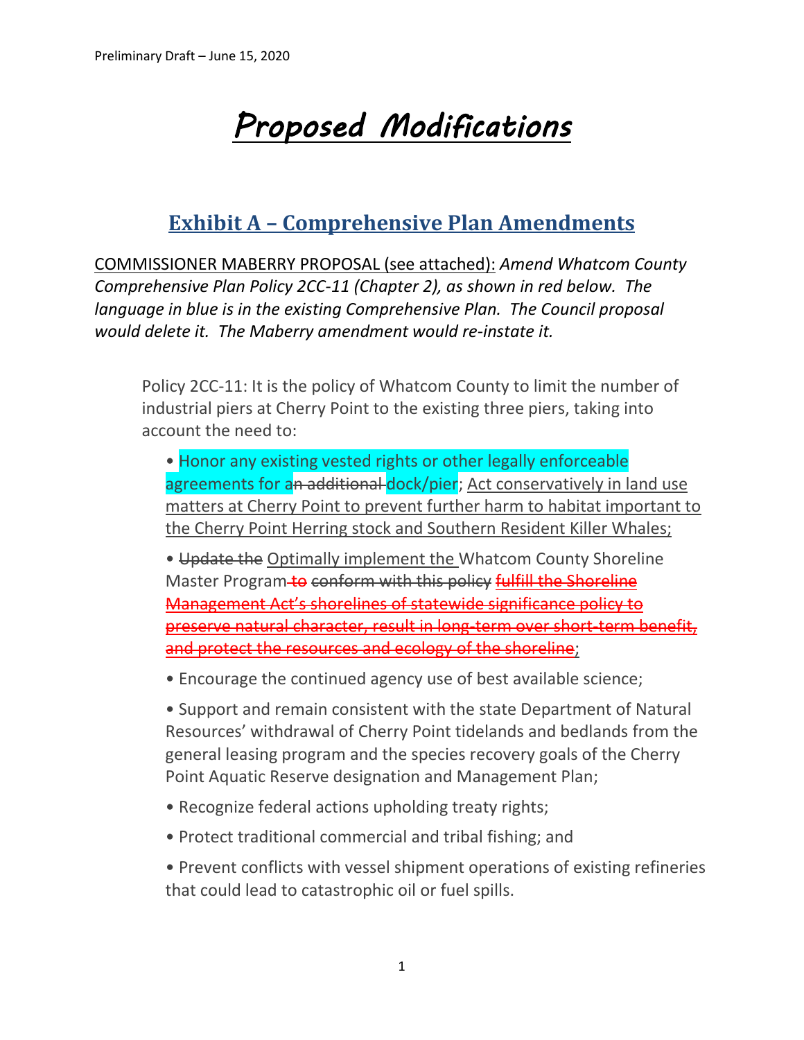# *Proposed Modifications*

## Exhibit A – Comprehensive Plan Amendments

COMMISSIONER MABERRY PROPOSAL (see attached): *Amend Whatcom County Comprehensive Plan Policy 2CC-11 (Chapter 2), as shown in red below. The language in blue is in the existing Comprehensive Plan. The Council proposal would delete it. The Maberry amendment would re-instate it.*

> Policy 2CC-11: It is the policy of Whatcom County to limit the number of industrial piers at Cherry Point to the existing three piers, taking into account the need to:
>
> - Honor any existing vested rights or other legally enforceable agreements for a~~n additional~~ dock/pier; Act conservatively in land use matters at Cherry Point to prevent further harm to habitat important to the Cherry Point Herring stock and Southern Resident Killer Whales;
> - ~~Update the~~ Optimally implement the Whatcom County Shoreline Master Program ~~to conform with this policy~~ ~~fulfill the Shoreline Management Act's shorelines of statewide significance policy to preserve natural character, result in long-term over short-term benefit, and protect the resources and ecology of the shoreline~~;
> - Encourage the continued agency use of best available science;
> - Support and remain consistent with the state Department of Natural Resources' withdrawal of Cherry Point tidelands and bedlands from the general leasing program and the species recovery goals of the Cherry Point Aquatic Reserve designation and Management Plan;
> - Recognize federal actions upholding treaty rights;
> - Protect traditional commercial and tribal fishing; and
> - Prevent conflicts with vessel shipment operations of existing refineries that could lead to catastrophic oil or fuel spills.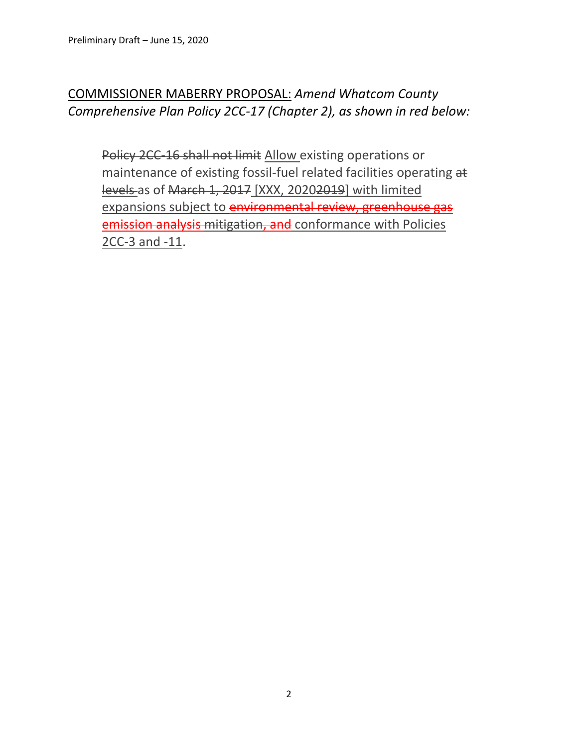COMMISSIONER MABERRY PROPOSAL: *Amend Whatcom County Comprehensive Plan Policy 2CC-17 (Chapter 2), as shown in red below:*

> ~~Policy 2CC-16 shall not limit~~ Allow existing operations or maintenance of existing fossil-fuel related facilities operating ~~at levels~~ as of ~~March 1, 2017~~ [XXX, 2020~~2019~~] with limited expansions subject to ~~environmental review, greenhouse gas emission analysis~~ mitigation~~, and~~ conformance with Policies 2CC-3 and -11.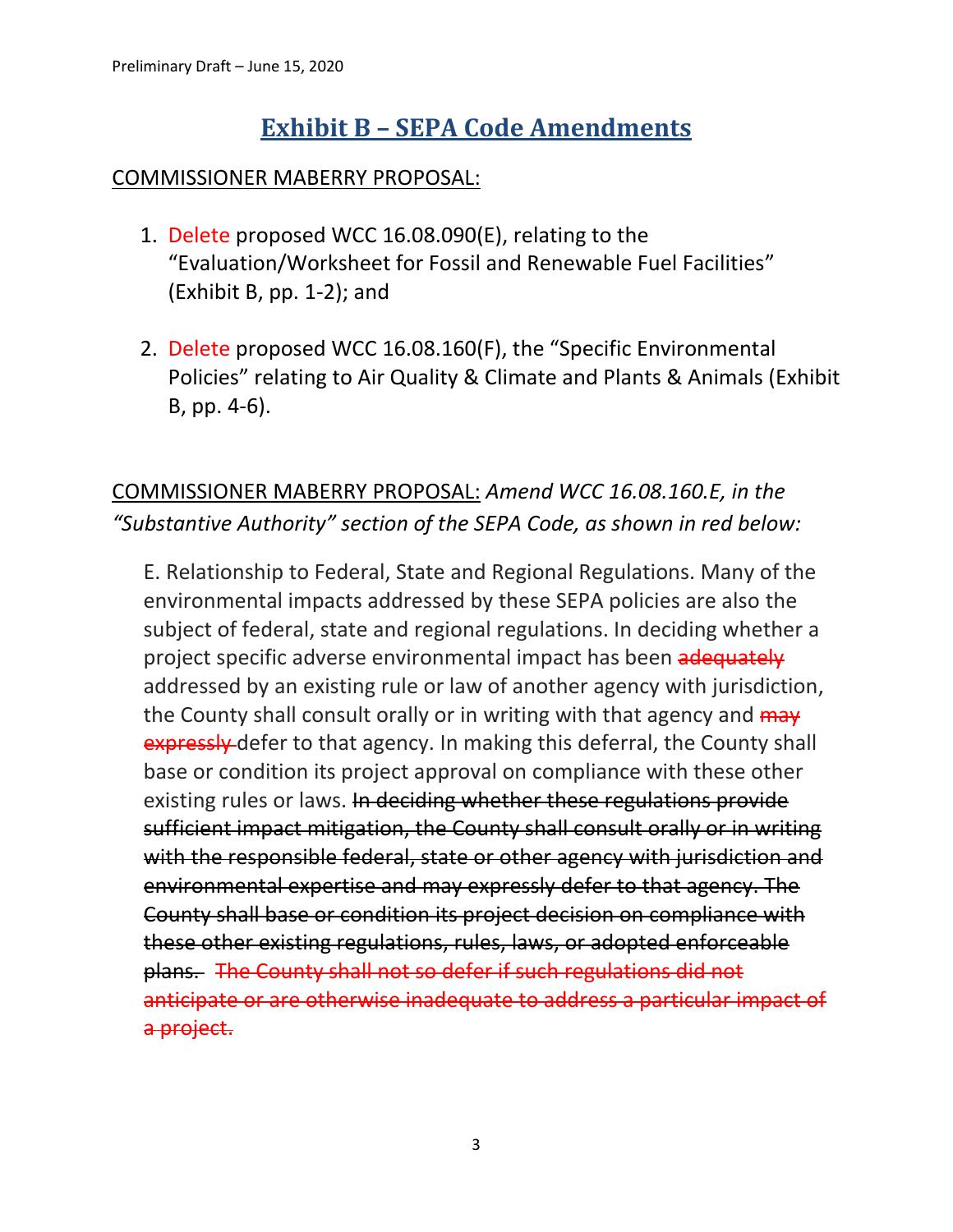# Exhibit B – SEPA Code Amendments

COMMISSIONER MABERRY PROPOSAL:

1. Delete proposed WCC 16.08.090(E), relating to the "Evaluation/Worksheet for Fossil and Renewable Fuel Facilities" (Exhibit B, pp. 1-2); and

2. Delete proposed WCC 16.08.160(F), the "Specific Environmental Policies" relating to Air Quality & Climate and Plants & Animals (Exhibit B, pp. 4-6).

COMMISSIONER MABERRY PROPOSAL: *Amend WCC 16.08.160.E, in the "Substantive Authority" section of the SEPA Code, as shown in red below:*

> E. Relationship to Federal, State and Regional Regulations. Many of the environmental impacts addressed by these SEPA policies are also the subject of federal, state and regional regulations. In deciding whether a project specific adverse environmental impact has been ~~adequately~~ addressed by an existing rule or law of another agency with jurisdiction, the County shall consult orally or in writing with that agency and ~~may expressly~~ defer to that agency. In making this deferral, the County shall base or condition its project approval on compliance with these other existing rules or laws. ~~In deciding whether these regulations provide sufficient impact mitigation, the County shall consult orally or in writing with the responsible federal, state or other agency with jurisdiction and environmental expertise and may expressly defer to that agency. The County shall base or condition its project decision on compliance with these other existing regulations, rules, laws, or adopted enforceable plans.~~ ~~The County shall not so defer if such regulations did not anticipate or are otherwise inadequate to address a particular impact of a project.~~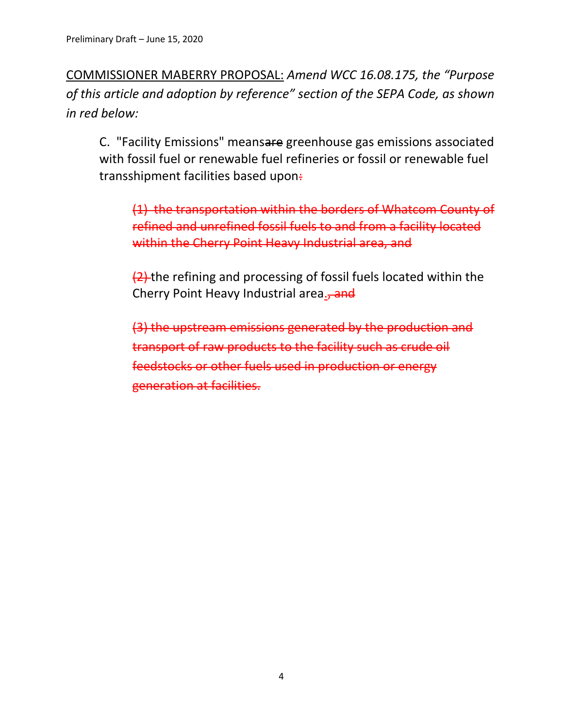<u>COMMISSIONER MABERRY PROPOSAL:</u> *Amend WCC 16.08.175, the "Purpose of this article and adoption by reference" section of the SEPA Code, as shown in red below:*

C. "Facility Emissions" means~~are~~ greenhouse gas emissions associated with fossil fuel or renewable fuel refineries or fossil or renewable fuel transshipment facilities based upon~~:~~

> ~~(1) the transportation within the borders of Whatcom County of refined and unrefined fossil fuels to and from a facility located within the Cherry Point Heavy Industrial area, and~~
>
> ~~(2)~~ the refining and processing of fossil fuels located within the Cherry Point Heavy Industrial area.~~, and~~
>
> ~~(3) the upstream emissions generated by the production and transport of raw products to the facility such as crude oil feedstocks or other fuels used in production or energy generation at facilities.~~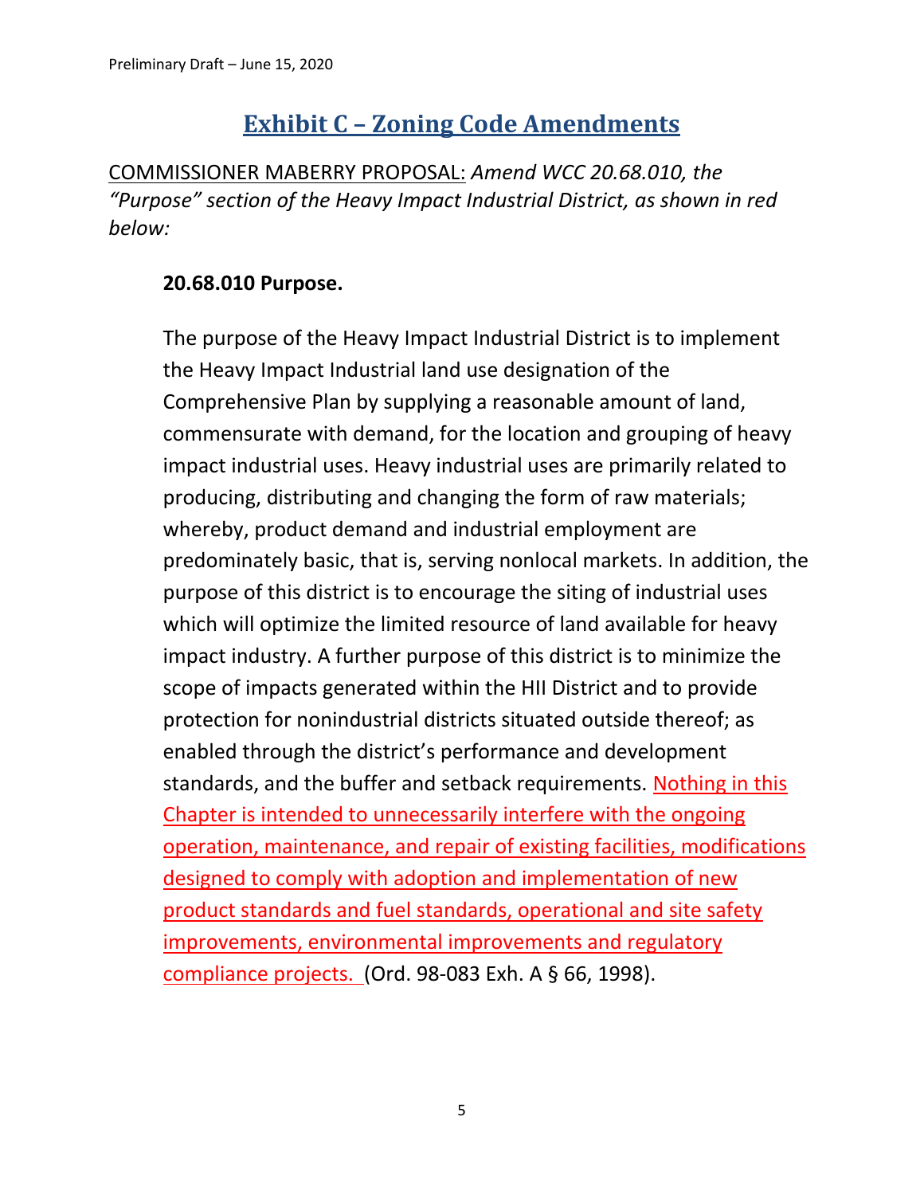# Exhibit C – Zoning Code Amendments

COMMISSIONER MABERRY PROPOSAL: *Amend WCC 20.68.010, the "Purpose" section of the Heavy Impact Industrial District, as shown in red below:*

**20.68.010 Purpose.**

The purpose of the Heavy Impact Industrial District is to implement the Heavy Impact Industrial land use designation of the Comprehensive Plan by supplying a reasonable amount of land, commensurate with demand, for the location and grouping of heavy impact industrial uses. Heavy industrial uses are primarily related to producing, distributing and changing the form of raw materials; whereby, product demand and industrial employment are predominately basic, that is, serving nonlocal markets. In addition, the purpose of this district is to encourage the siting of industrial uses which will optimize the limited resource of land available for heavy impact industry. A further purpose of this district is to minimize the scope of impacts generated within the HII District and to provide protection for nonindustrial districts situated outside thereof; as enabled through the district's performance and development standards, and the buffer and setback requirements. Nothing in this Chapter is intended to unnecessarily interfere with the ongoing operation, maintenance, and repair of existing facilities, modifications designed to comply with adoption and implementation of new product standards and fuel standards, operational and site safety improvements, environmental improvements and regulatory compliance projects. (Ord. 98-083 Exh. A § 66, 1998).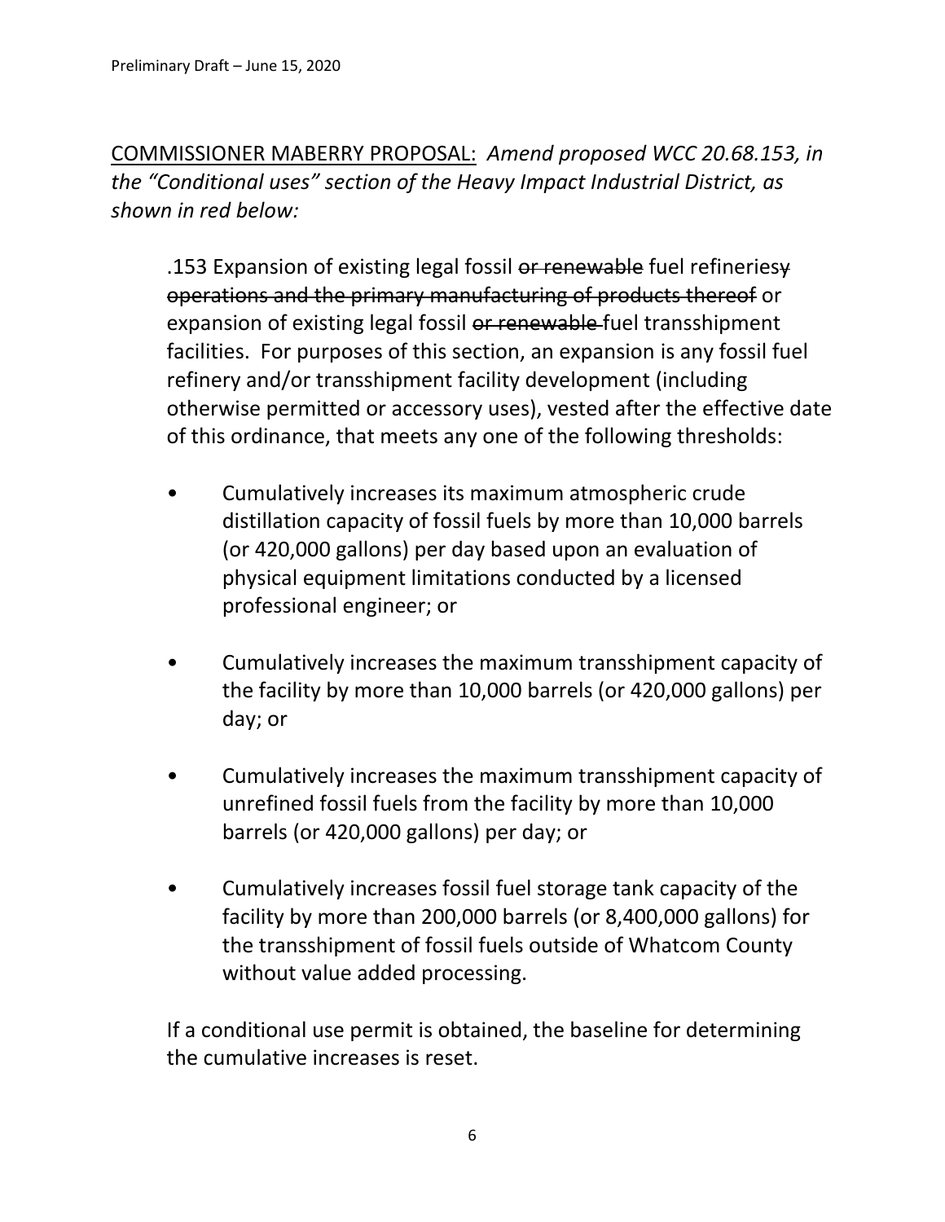COMMISSIONER MABERRY PROPOSAL: *Amend proposed WCC 20.68.153, in the "Conditional uses" section of the Heavy Impact Industrial District, as shown in red below:*

> .153 Expansion of existing legal fossil ~~or renewable~~ fuel refineries~~y operations and the primary manufacturing of products thereof~~ or expansion of existing legal fossil ~~or renewable~~ fuel transshipment facilities. For purposes of this section, an expansion is any fossil fuel refinery and/or transshipment facility development (including otherwise permitted or accessory uses), vested after the effective date of this ordinance, that meets any one of the following thresholds:
>
> - Cumulatively increases its maximum atmospheric crude distillation capacity of fossil fuels by more than 10,000 barrels (or 420,000 gallons) per day based upon an evaluation of physical equipment limitations conducted by a licensed professional engineer; or
> - Cumulatively increases the maximum transshipment capacity of the facility by more than 10,000 barrels (or 420,000 gallons) per day; or
> - Cumulatively increases the maximum transshipment capacity of unrefined fossil fuels from the facility by more than 10,000 barrels (or 420,000 gallons) per day; or
> - Cumulatively increases fossil fuel storage tank capacity of the facility by more than 200,000 barrels (or 8,400,000 gallons) for the transshipment of fossil fuels outside of Whatcom County without value added processing.
>
> If a conditional use permit is obtained, the baseline for determining the cumulative increases is reset.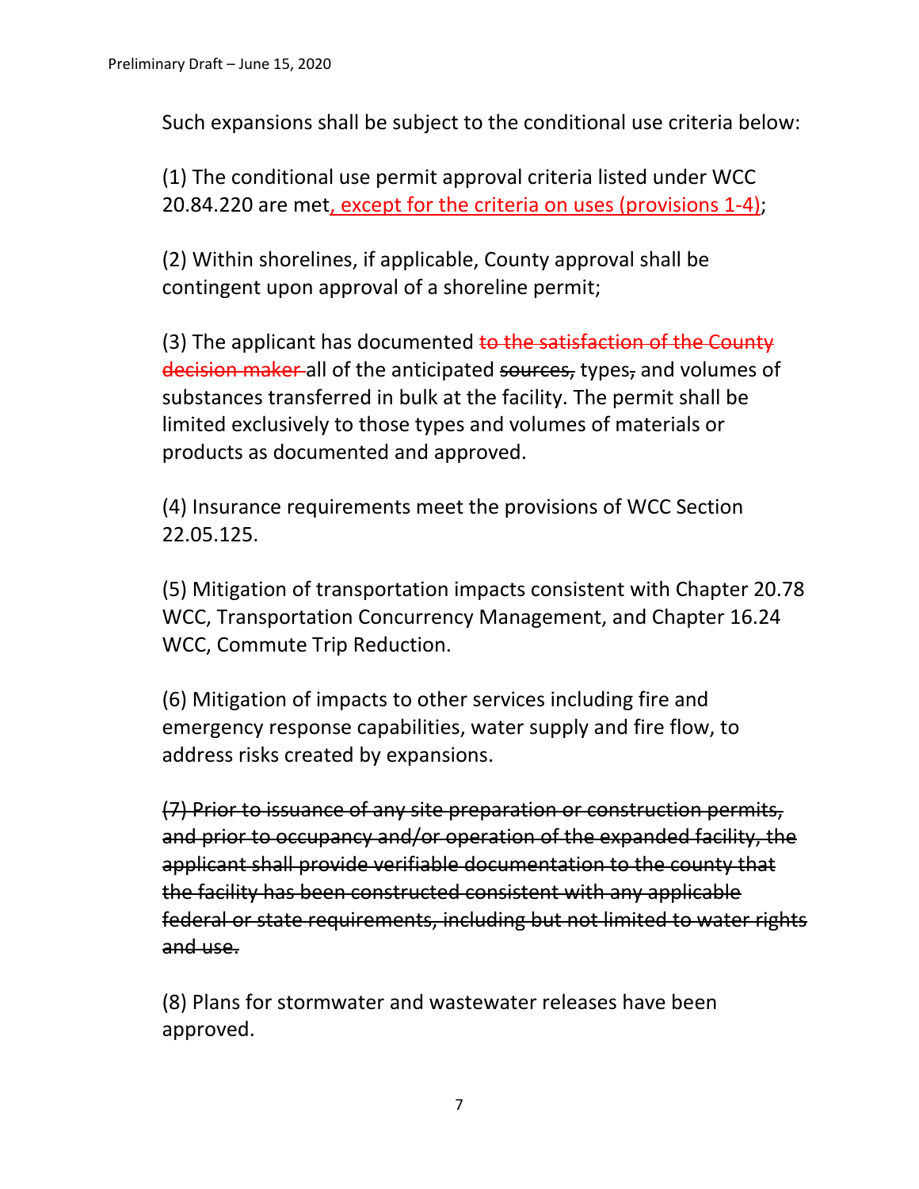Such expansions shall be subject to the conditional use criteria below:

(1) The conditional use permit approval criteria listed under WCC 20.84.220 are met<ins>, except for the criteria on uses (provisions 1-4)</ins>;

(2) Within shorelines, if applicable, County approval shall be contingent upon approval of a shoreline permit;

(3) The applicant has documented ~~to the satisfaction of the County decision maker~~ all of the anticipated ~~sources,~~ types~~,~~ and volumes of substances transferred in bulk at the facility. The permit shall be limited exclusively to those types and volumes of materials or products as documented and approved.

(4) Insurance requirements meet the provisions of WCC Section 22.05.125.

(5) Mitigation of transportation impacts consistent with Chapter 20.78 WCC, Transportation Concurrency Management, and Chapter 16.24 WCC, Commute Trip Reduction.

(6) Mitigation of impacts to other services including fire and emergency response capabilities, water supply and fire flow, to address risks created by expansions.

~~(7) Prior to issuance of any site preparation or construction permits, and prior to occupancy and/or operation of the expanded facility, the applicant shall provide verifiable documentation to the county that the facility has been constructed consistent with any applicable federal or state requirements, including but not limited to water rights and use.~~

(8) Plans for stormwater and wastewater releases have been approved.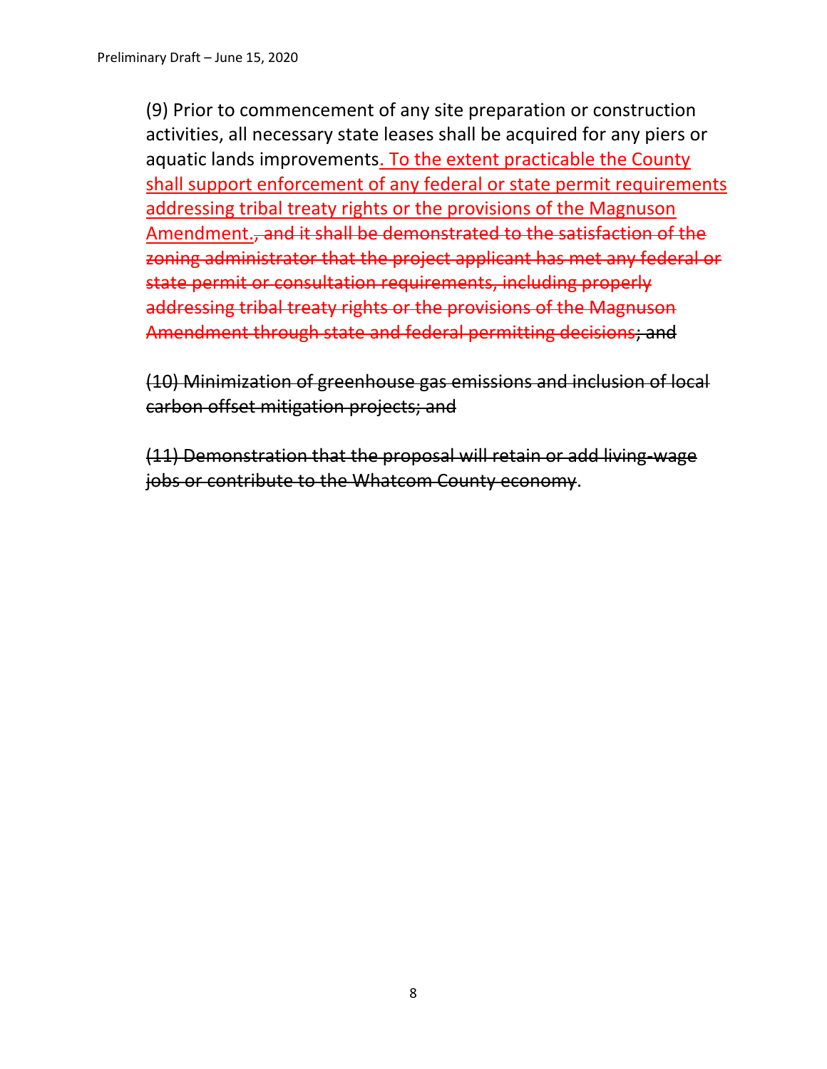(9) Prior to commencement of any site preparation or construction activities, all necessary state leases shall be acquired for any piers or aquatic lands improvements<u>. To the extent practicable the County shall support enforcement of any federal or state permit requirements addressing tribal treaty rights or the provisions of the Magnuson Amendment.</u>~~, and it shall be demonstrated to the satisfaction of the zoning administrator that the project applicant has met any federal or state permit or consultation requirements, including properly addressing tribal treaty rights or the provisions of the Magnuson Amendment through state and federal permitting decisions~~~~; and~~

~~(10) Minimization of greenhouse gas emissions and inclusion of local carbon offset mitigation projects; and~~

~~(11) Demonstration that the proposal will retain or add living-wage jobs or contribute to the Whatcom County economy~~.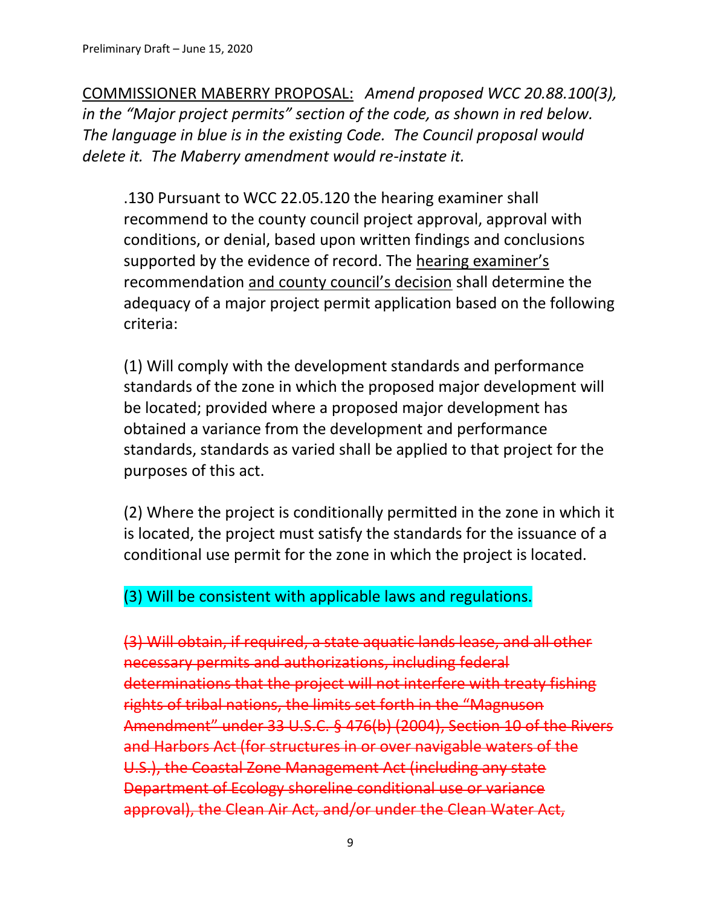<u>COMMISSIONER MABERRY PROPOSAL:</u> *Amend proposed WCC 20.88.100(3), in the "Major project permits" section of the code, as shown in red below. The language in blue is in the existing Code. The Council proposal would delete it. The Maberry amendment would re-instate it.*

> .130 Pursuant to WCC 22.05.120 the hearing examiner shall recommend to the county council project approval, approval with conditions, or denial, based upon written findings and conclusions supported by the evidence of record. The <u>hearing examiner's</u> recommendation <u>and county council's decision</u> shall determine the adequacy of a major project permit application based on the following criteria:
>
> (1) Will comply with the development standards and performance standards of the zone in which the proposed major development will be located; provided where a proposed major development has obtained a variance from the development and performance standards, standards as varied shall be applied to that project for the purposes of this act.
>
> (2) Where the project is conditionally permitted in the zone in which it is located, the project must satisfy the standards for the issuance of a conditional use permit for the zone in which the project is located.
>
> (3) Will be consistent with applicable laws and regulations.
>
> ~~(3) Will obtain, if required, a state aquatic lands lease, and all other necessary permits and authorizations, including federal determinations that the project will not interfere with treaty fishing rights of tribal nations, the limits set forth in the "Magnuson Amendment" under 33 U.S.C. § 476(b) (2004), Section 10 of the Rivers and Harbors Act (for structures in or over navigable waters of the U.S.), the Coastal Zone Management Act (including any state Department of Ecology shoreline conditional use or variance approval), the Clean Air Act, and/or under the Clean Water Act,~~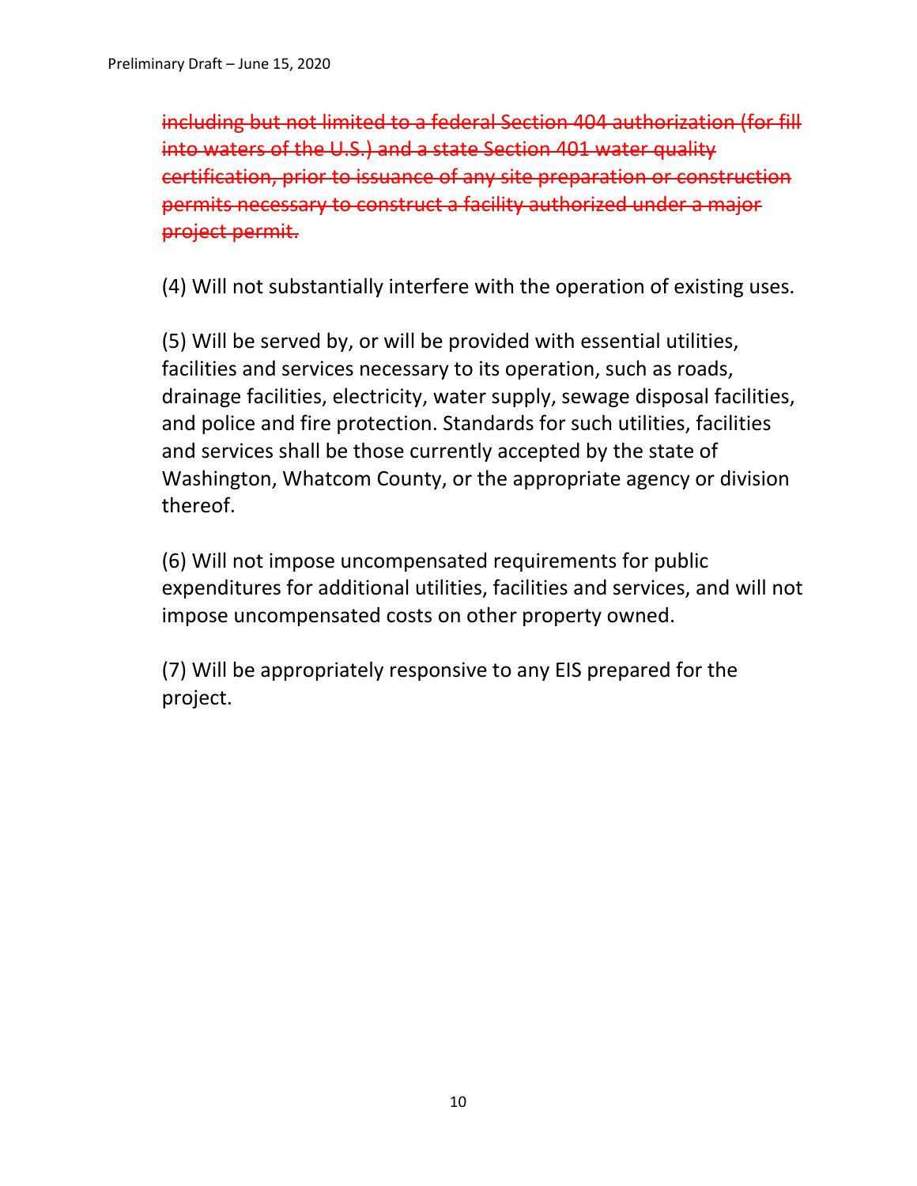~~including but not limited to a federal Section 404 authorization (for fill into waters of the U.S.) and a state Section 401 water quality certification, prior to issuance of any site preparation or construction permits necessary to construct a facility authorized under a major project permit.~~

(4) Will not substantially interfere with the operation of existing uses.

(5) Will be served by, or will be provided with essential utilities, facilities and services necessary to its operation, such as roads, drainage facilities, electricity, water supply, sewage disposal facilities, and police and fire protection. Standards for such utilities, facilities and services shall be those currently accepted by the state of Washington, Whatcom County, or the appropriate agency or division thereof.

(6) Will not impose uncompensated requirements for public expenditures for additional utilities, facilities and services, and will not impose uncompensated costs on other property owned.

(7) Will be appropriately responsive to any EIS prepared for the project.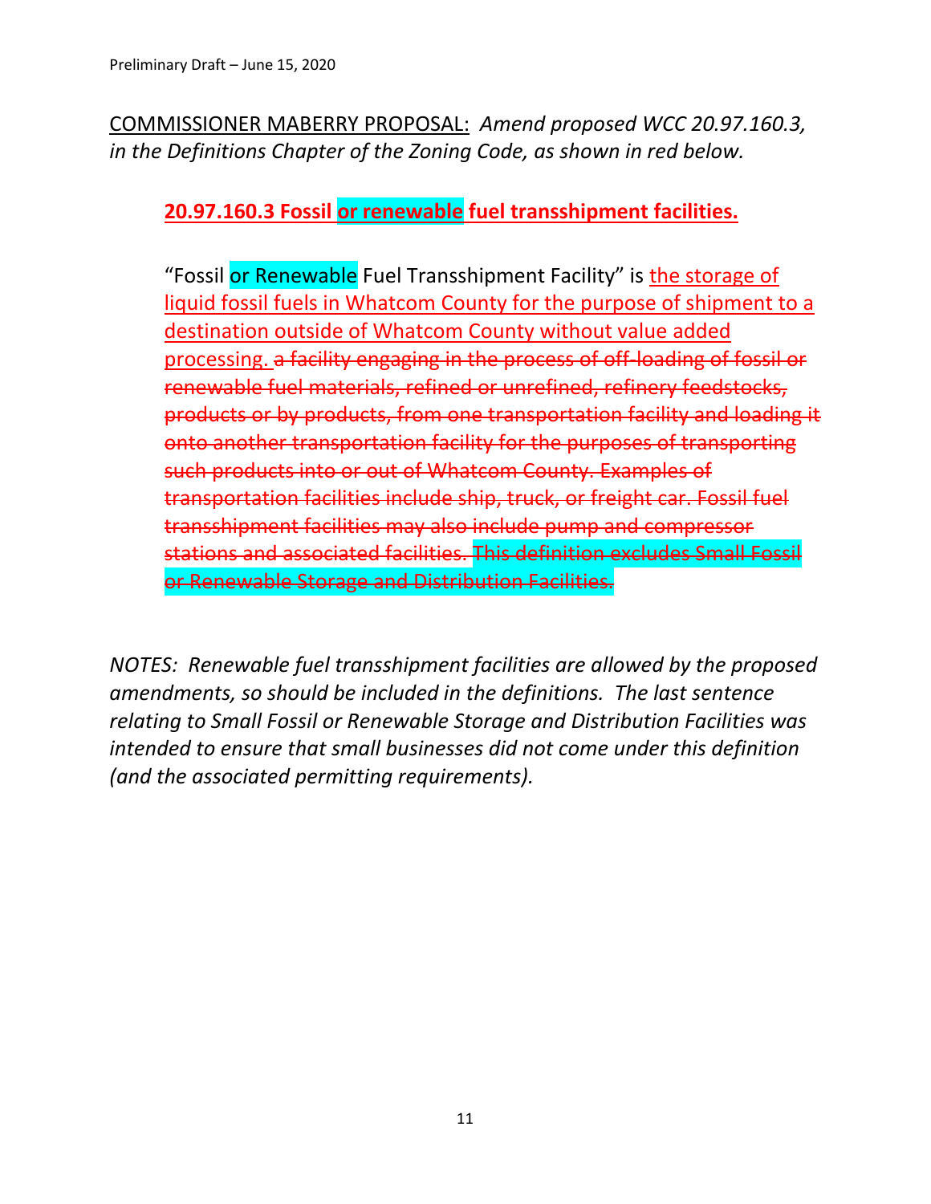COMMISSIONER MABERRY PROPOSAL: *Amend proposed WCC 20.97.160.3, in the Definitions Chapter of the Zoning Code, as shown in red below.*

**20.97.160.3 Fossil or renewable fuel transshipment facilities.**

"Fossil or Renewable Fuel Transshipment Facility" is the storage of liquid fossil fuels in Whatcom County for the purpose of shipment to a destination outside of Whatcom County without value added processing. ~~a facility engaging in the process of off-loading of fossil or renewable fuel materials, refined or unrefined, refinery feedstocks, products or by products, from one transportation facility and loading it onto another transportation facility for the purposes of transporting such products into or out of Whatcom County. Examples of transportation facilities include ship, truck, or freight car. Fossil fuel transshipment facilities may also include pump and compressor stations and associated facilities. This definition excludes Small Fossil or Renewable Storage and Distribution Facilities.~~

*NOTES: Renewable fuel transshipment facilities are allowed by the proposed amendments, so should be included in the definitions. The last sentence relating to Small Fossil or Renewable Storage and Distribution Facilities was intended to ensure that small businesses did not come under this definition (and the associated permitting requirements).*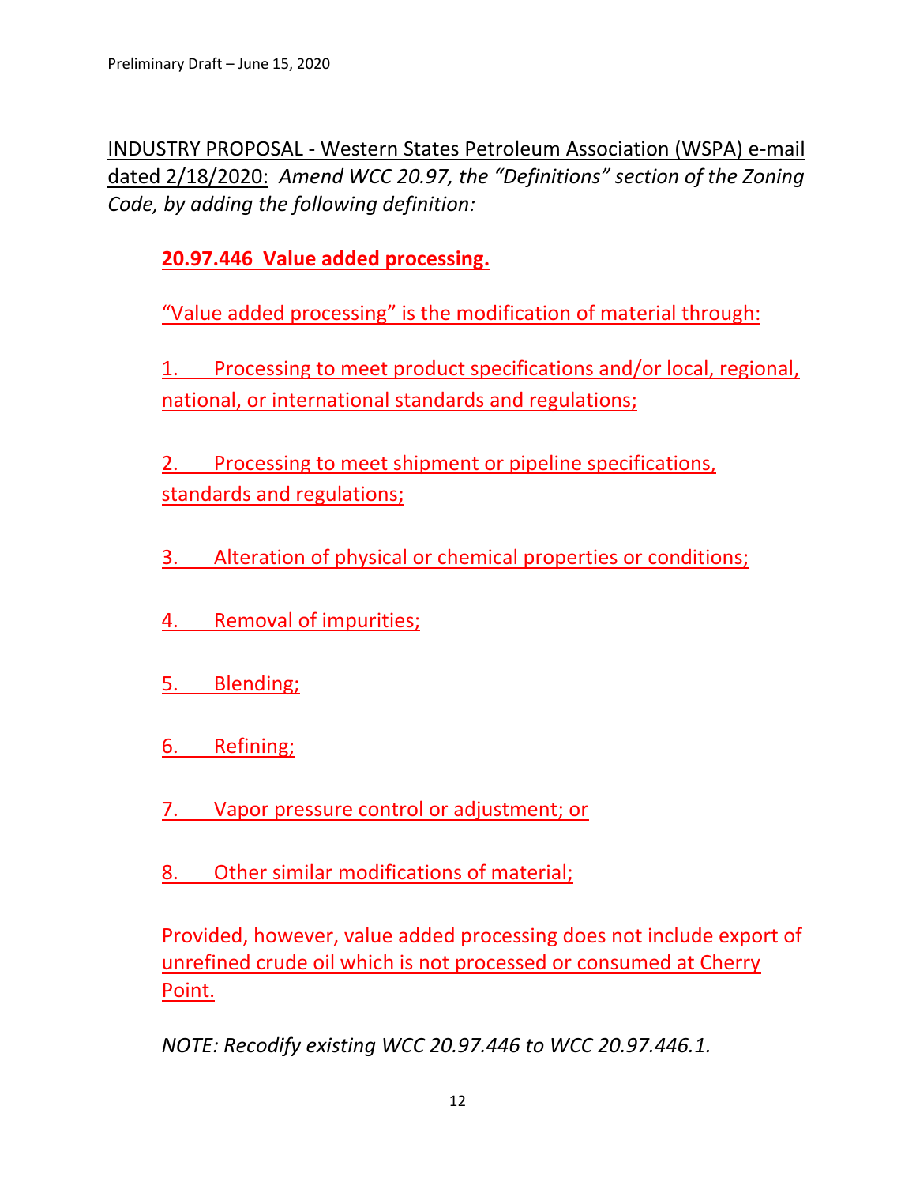INDUSTRY PROPOSAL - Western States Petroleum Association (WSPA) e-mail dated 2/18/2020: *Amend WCC 20.97, the "Definitions" section of the Zoning Code, by adding the following definition:*

**20.97.446 Value added processing.**

"Value added processing" is the modification of material through:

1. Processing to meet product specifications and/or local, regional, national, or international standards and regulations;

2. Processing to meet shipment or pipeline specifications, standards and regulations;

3. Alteration of physical or chemical properties or conditions;

4. Removal of impurities;

5. Blending;

6. Refining;

7. Vapor pressure control or adjustment; or

8. Other similar modifications of material;

Provided, however, value added processing does not include export of unrefined crude oil which is not processed or consumed at Cherry Point.

*NOTE: Recodify existing WCC 20.97.446 to WCC 20.97.446.1.*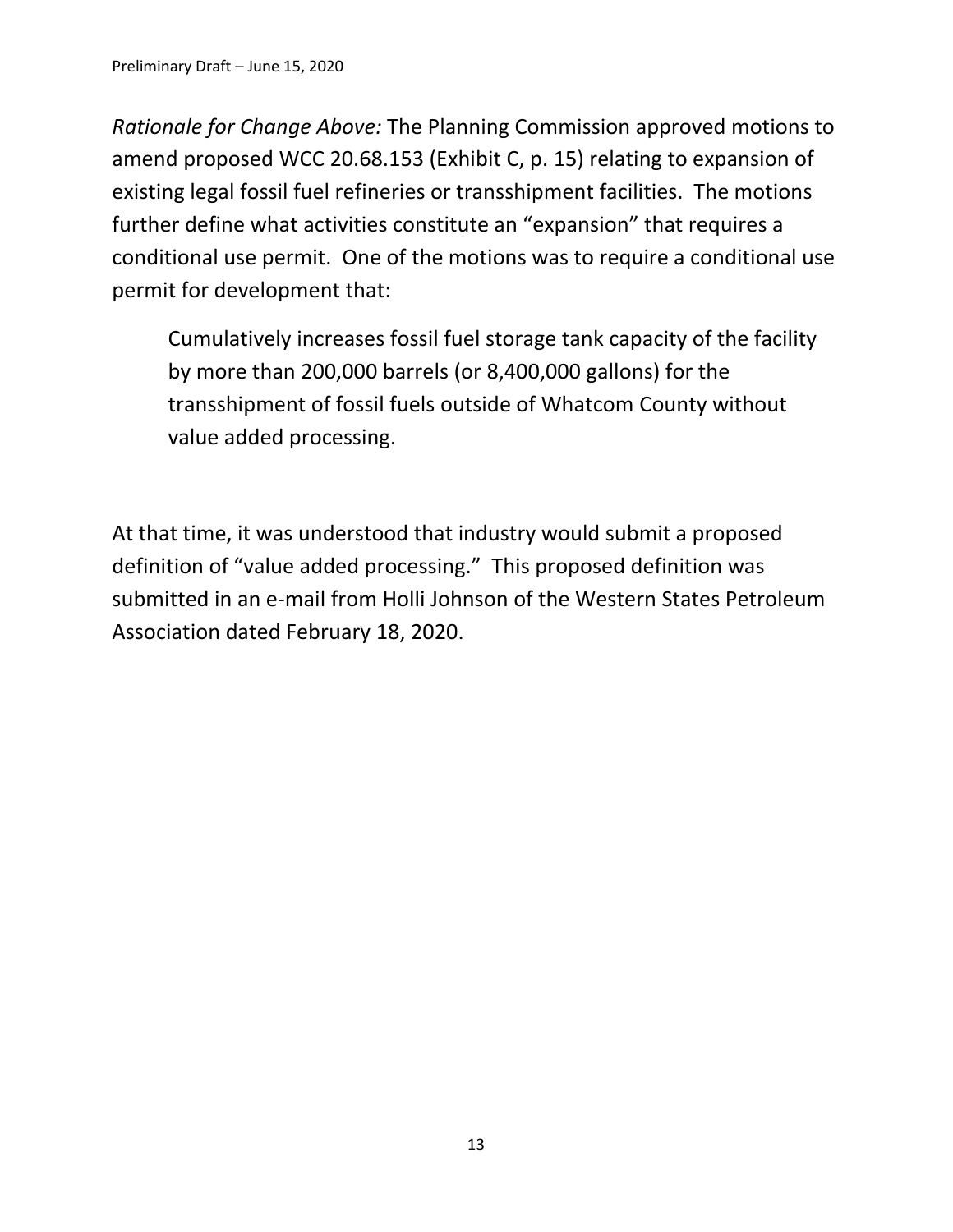*Rationale for Change Above:* The Planning Commission approved motions to amend proposed WCC 20.68.153 (Exhibit C, p. 15) relating to expansion of existing legal fossil fuel refineries or transshipment facilities. The motions further define what activities constitute an "expansion" that requires a conditional use permit. One of the motions was to require a conditional use permit for development that:

> Cumulatively increases fossil fuel storage tank capacity of the facility by more than 200,000 barrels (or 8,400,000 gallons) for the transshipment of fossil fuels outside of Whatcom County without value added processing.

At that time, it was understood that industry would submit a proposed definition of "value added processing." This proposed definition was submitted in an e-mail from Holli Johnson of the Western States Petroleum Association dated February 18, 2020.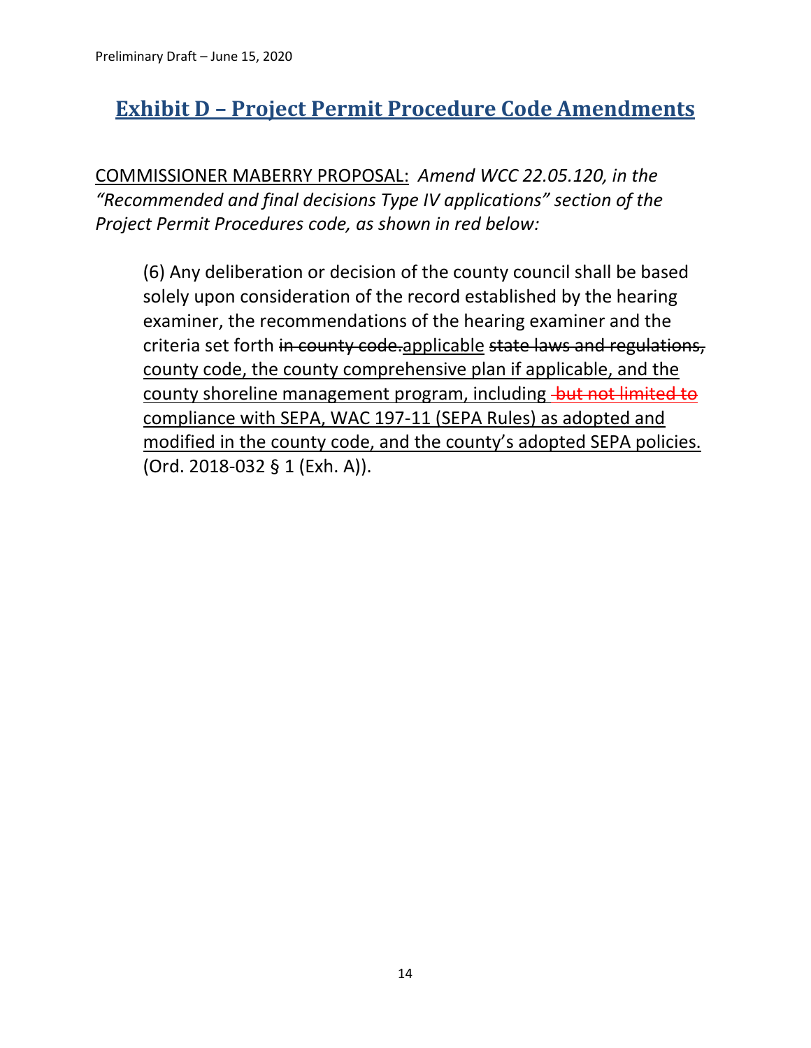## Exhibit D – Project Permit Procedure Code Amendments

COMMISSIONER MABERRY PROPOSAL: *Amend WCC 22.05.120, in the "Recommended and final decisions Type IV applications" section of the Project Permit Procedures code, as shown in red below:*

> (6) Any deliberation or decision of the county council shall be based solely upon consideration of the record established by the hearing examiner, the recommendations of the hearing examiner and the criteria set forth ~~in county code.~~applicable ~~state laws and regulations,~~ county code, the county comprehensive plan if applicable, and the county shoreline management program, including ~~but not limited to~~ compliance with SEPA, WAC 197-11 (SEPA Rules) as adopted and modified in the county code, and the county's adopted SEPA policies. (Ord. 2018-032 § 1 (Exh. A)).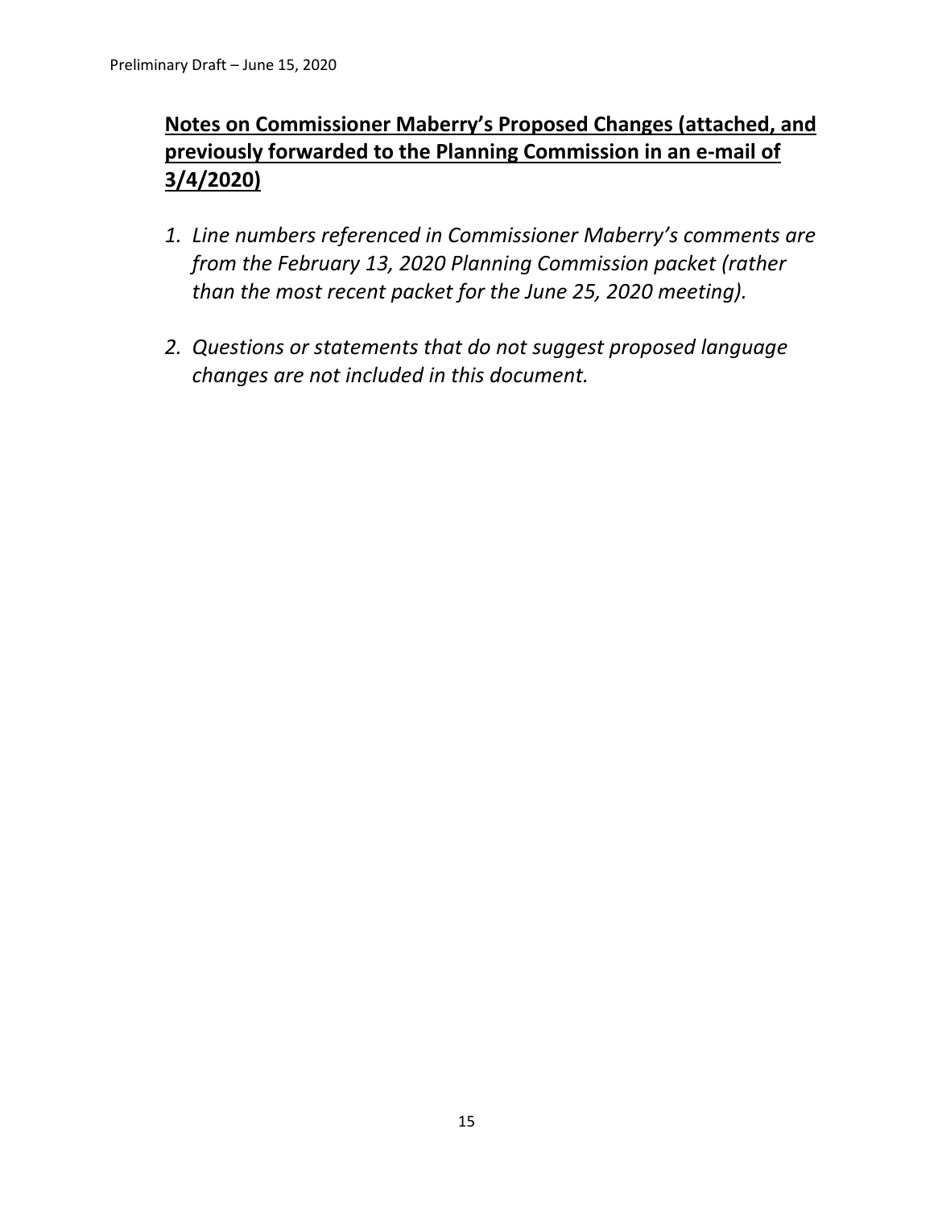## **Notes on Commissioner Maberry's Proposed Changes (attached, and previously forwarded to the Planning Commission in an e-mail of 3/4/2020)**

1. *Line numbers referenced in Commissioner Maberry's comments are from the February 13, 2020 Planning Commission packet (rather than the most recent packet for the June 25, 2020 meeting).*

2. *Questions or statements that do not suggest proposed language changes are not included in this document.*